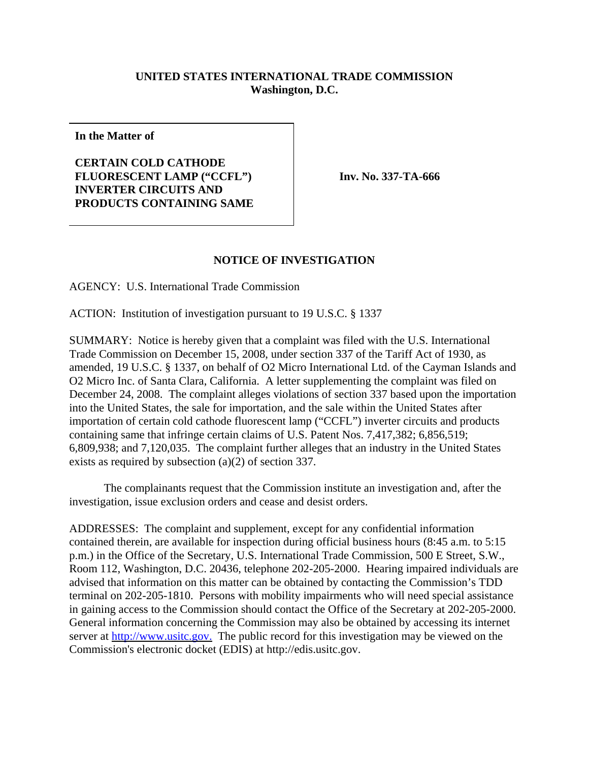**UNITED STATES INTERNATIONAL TRADE COMMISSION**
**Washington, D.C.**

**In the Matter of**

**CERTAIN COLD CATHODE FLUORESCENT LAMP ("CCFL") INVERTER CIRCUITS AND PRODUCTS CONTAINING SAME**

**Inv. No. 337-TA-666**

## NOTICE OF INVESTIGATION

AGENCY: U.S. International Trade Commission

ACTION: Institution of investigation pursuant to 19 U.S.C. § 1337

SUMMARY: Notice is hereby given that a complaint was filed with the U.S. International Trade Commission on December 15, 2008, under section 337 of the Tariff Act of 1930, as amended, 19 U.S.C. § 1337, on behalf of O2 Micro International Ltd. of the Cayman Islands and O2 Micro Inc. of Santa Clara, California. A letter supplementing the complaint was filed on December 24, 2008. The complaint alleges violations of section 337 based upon the importation into the United States, the sale for importation, and the sale within the United States after importation of certain cold cathode fluorescent lamp ("CCFL") inverter circuits and products containing same that infringe certain claims of U.S. Patent Nos. 7,417,382; 6,856,519; 6,809,938; and 7,120,035. The complaint further alleges that an industry in the United States exists as required by subsection (a)(2) of section 337.

The complainants request that the Commission institute an investigation and, after the investigation, issue exclusion orders and cease and desist orders.

ADDRESSES: The complaint and supplement, except for any confidential information contained therein, are available for inspection during official business hours (8:45 a.m. to 5:15 p.m.) in the Office of the Secretary, U.S. International Trade Commission, 500 E Street, S.W., Room 112, Washington, D.C. 20436, telephone 202-205-2000. Hearing impaired individuals are advised that information on this matter can be obtained by contacting the Commission's TDD terminal on 202-205-1810. Persons with mobility impairments who will need special assistance in gaining access to the Commission should contact the Office of the Secretary at 202-205-2000. General information concerning the Commission may also be obtained by accessing its internet server at http://www.usitc.gov. The public record for this investigation may be viewed on the Commission's electronic docket (EDIS) at http://edis.usitc.gov.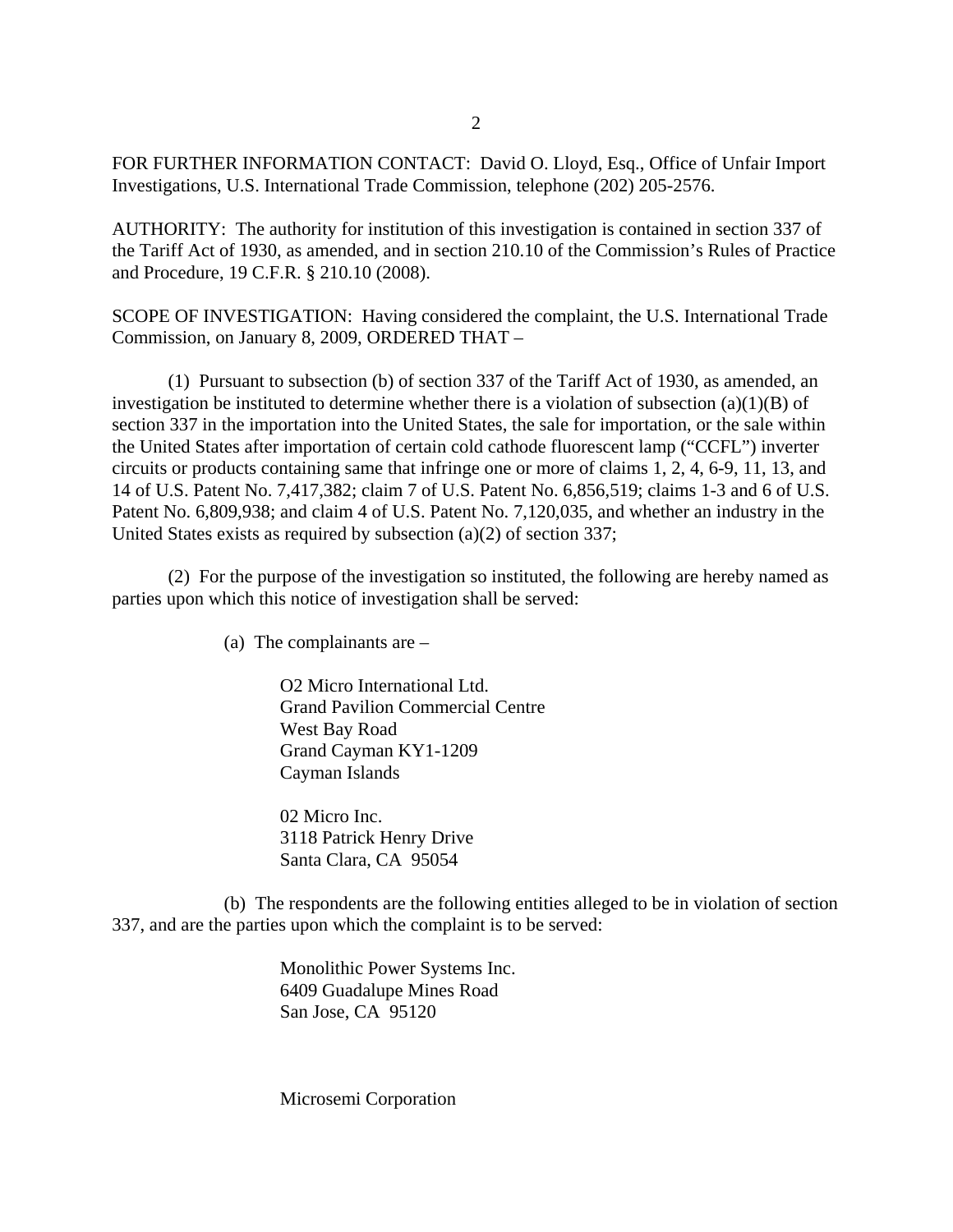FOR FURTHER INFORMATION CONTACT: David O. Lloyd, Esq., Office of Unfair Import Investigations, U.S. International Trade Commission, telephone (202) 205-2576.

AUTHORITY: The authority for institution of this investigation is contained in section 337 of the Tariff Act of 1930, as amended, and in section 210.10 of the Commission's Rules of Practice and Procedure, 19 C.F.R. § 210.10 (2008).

SCOPE OF INVESTIGATION: Having considered the complaint, the U.S. International Trade Commission, on January 8, 2009, ORDERED THAT –

(1) Pursuant to subsection (b) of section 337 of the Tariff Act of 1930, as amended, an investigation be instituted to determine whether there is a violation of subsection (a)(1)(B) of section 337 in the importation into the United States, the sale for importation, or the sale within the United States after importation of certain cold cathode fluorescent lamp ("CCFL") inverter circuits or products containing same that infringe one or more of claims 1, 2, 4, 6-9, 11, 13, and 14 of U.S. Patent No. 7,417,382; claim 7 of U.S. Patent No. 6,856,519; claims 1-3 and 6 of U.S. Patent No. 6,809,938; and claim 4 of U.S. Patent No. 7,120,035, and whether an industry in the United States exists as required by subsection (a)(2) of section 337;

(2) For the purpose of the investigation so instituted, the following are hereby named as parties upon which this notice of investigation shall be served:

(a) The complainants are –

O2 Micro International Ltd.
Grand Pavilion Commercial Centre
West Bay Road
Grand Cayman KY1-1209
Cayman Islands

02 Micro Inc.
3118 Patrick Henry Drive
Santa Clara, CA 95054

(b) The respondents are the following entities alleged to be in violation of section 337, and are the parties upon which the complaint is to be served:

Monolithic Power Systems Inc.
6409 Guadalupe Mines Road
San Jose, CA 95120

Microsemi Corporation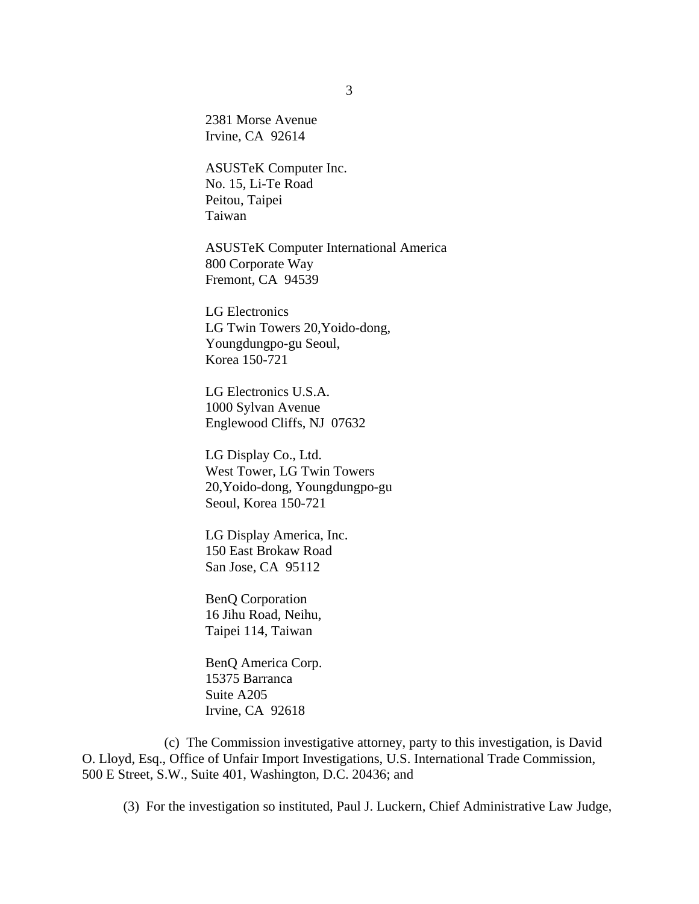2381 Morse Avenue
Irvine, CA  92614

ASUSTeK Computer Inc.
No. 15, Li-Te Road
Peitou, Taipei
Taiwan

ASUSTeK Computer International America
800 Corporate Way
Fremont, CA  94539

LG Electronics
LG Twin Towers 20,Yoido-dong,
Youngdungpo-gu Seoul,
Korea 150-721

LG Electronics U.S.A.
1000 Sylvan Avenue
Englewood Cliffs, NJ  07632

LG Display Co., Ltd.
West Tower, LG Twin Towers
20,Yoido-dong, Youngdungpo-gu
Seoul, Korea 150-721

LG Display America, Inc.
150 East Brokaw Road
San Jose, CA  95112

BenQ Corporation
16 Jihu Road, Neihu,
Taipei 114, Taiwan

BenQ America Corp.
15375 Barranca
Suite A205
Irvine, CA  92618

(c)  The Commission investigative attorney, party to this investigation, is David O. Lloyd, Esq., Office of Unfair Import Investigations, U.S. International Trade Commission, 500 E Street, S.W., Suite 401, Washington, D.C. 20436; and

(3)  For the investigation so instituted, Paul J. Luckern, Chief Administrative Law Judge,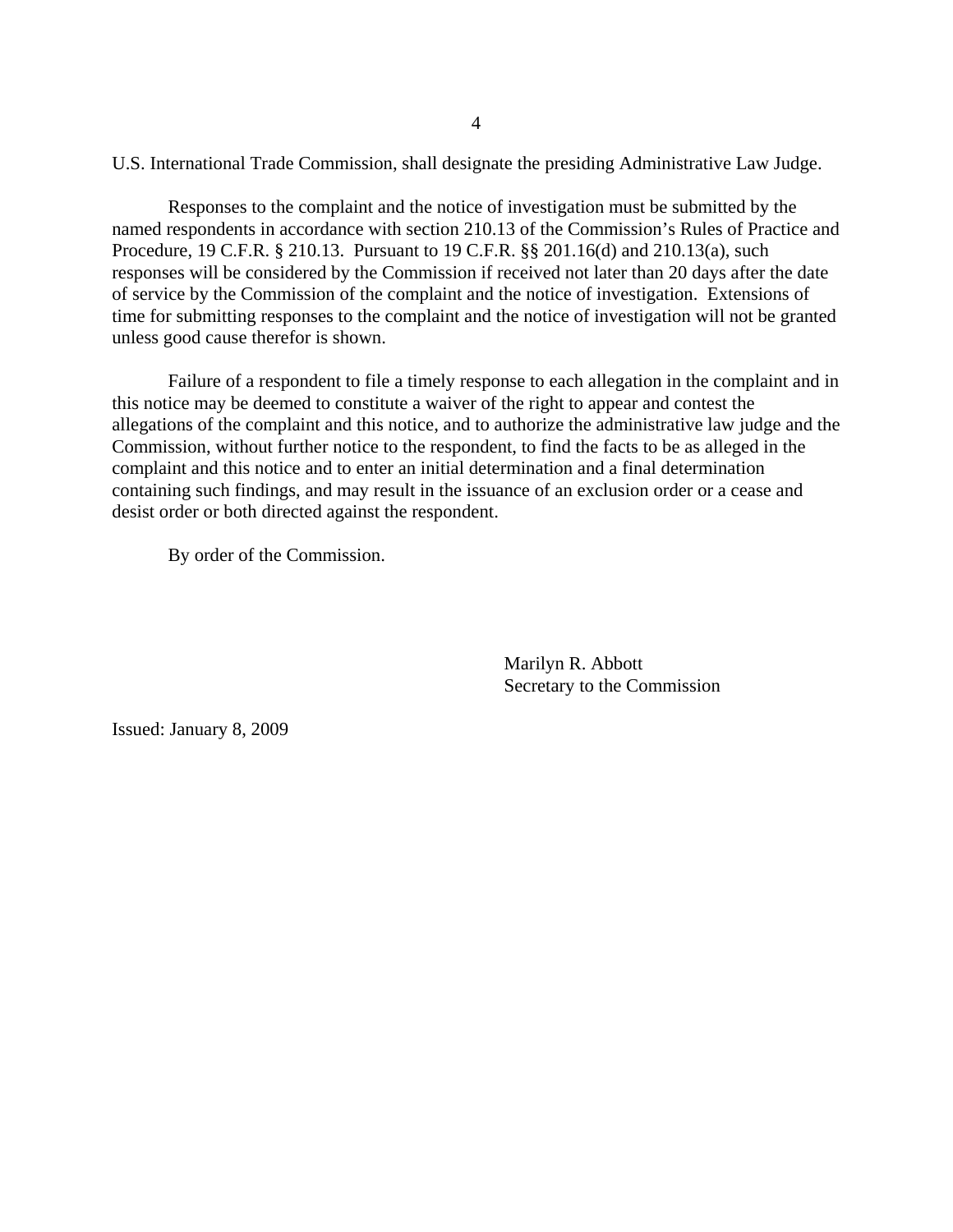U.S. International Trade Commission, shall designate the presiding Administrative Law Judge.

Responses to the complaint and the notice of investigation must be submitted by the named respondents in accordance with section 210.13 of the Commission's Rules of Practice and Procedure, 19 C.F.R. § 210.13. Pursuant to 19 C.F.R. §§ 201.16(d) and 210.13(a), such responses will be considered by the Commission if received not later than 20 days after the date of service by the Commission of the complaint and the notice of investigation. Extensions of time for submitting responses to the complaint and the notice of investigation will not be granted unless good cause therefor is shown.

Failure of a respondent to file a timely response to each allegation in the complaint and in this notice may be deemed to constitute a waiver of the right to appear and contest the allegations of the complaint and this notice, and to authorize the administrative law judge and the Commission, without further notice to the respondent, to find the facts to be as alleged in the complaint and this notice and to enter an initial determination and a final determination containing such findings, and may result in the issuance of an exclusion order or a cease and desist order or both directed against the respondent.

By order of the Commission.

Marilyn R. Abbott
Secretary to the Commission

Issued: January 8, 2009